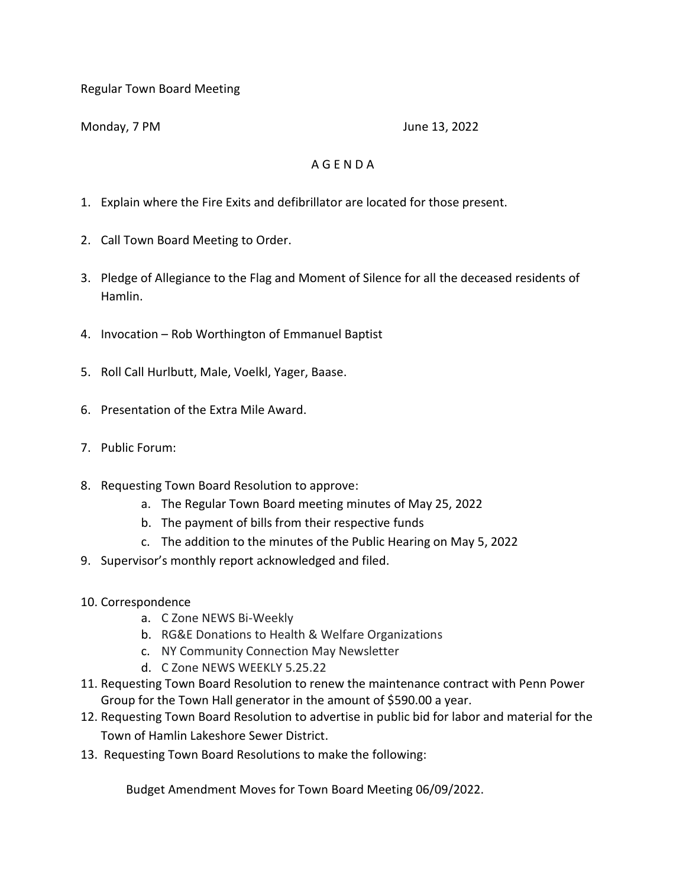Regular Town Board Meeting

Monday, 7 PM June 13, 2022

A G E N D A

1. Explain where the Fire Exits and defibrillator are located for those present.

2. Call Town Board Meeting to Order.

3. Pledge of Allegiance to the Flag and Moment of Silence for all the deceased residents of Hamlin.

4. Invocation – Rob Worthington of Emmanuel Baptist

5. Roll Call Hurlbutt, Male, Voelkl, Yager, Baase.

6. Presentation of the Extra Mile Award.

7. Public Forum:

8. Requesting Town Board Resolution to approve:
   a. The Regular Town Board meeting minutes of May 25, 2022
   b. The payment of bills from their respective funds
   c. The addition to the minutes of the Public Hearing on May 5, 2022
9. Supervisor's monthly report acknowledged and filed.

10. Correspondence
    a. C Zone NEWS Bi-Weekly
    b. RG&E Donations to Health & Welfare Organizations
    c. NY Community Connection May Newsletter
    d. C Zone NEWS WEEKLY 5.25.22
11. Requesting Town Board Resolution to renew the maintenance contract with Penn Power Group for the Town Hall generator in the amount of $590.00 a year.
12. Requesting Town Board Resolution to advertise in public bid for labor and material for the Town of Hamlin Lakeshore Sewer District.
13. Requesting Town Board Resolutions to make the following:

Budget Amendment Moves for Town Board Meeting 06/09/2022.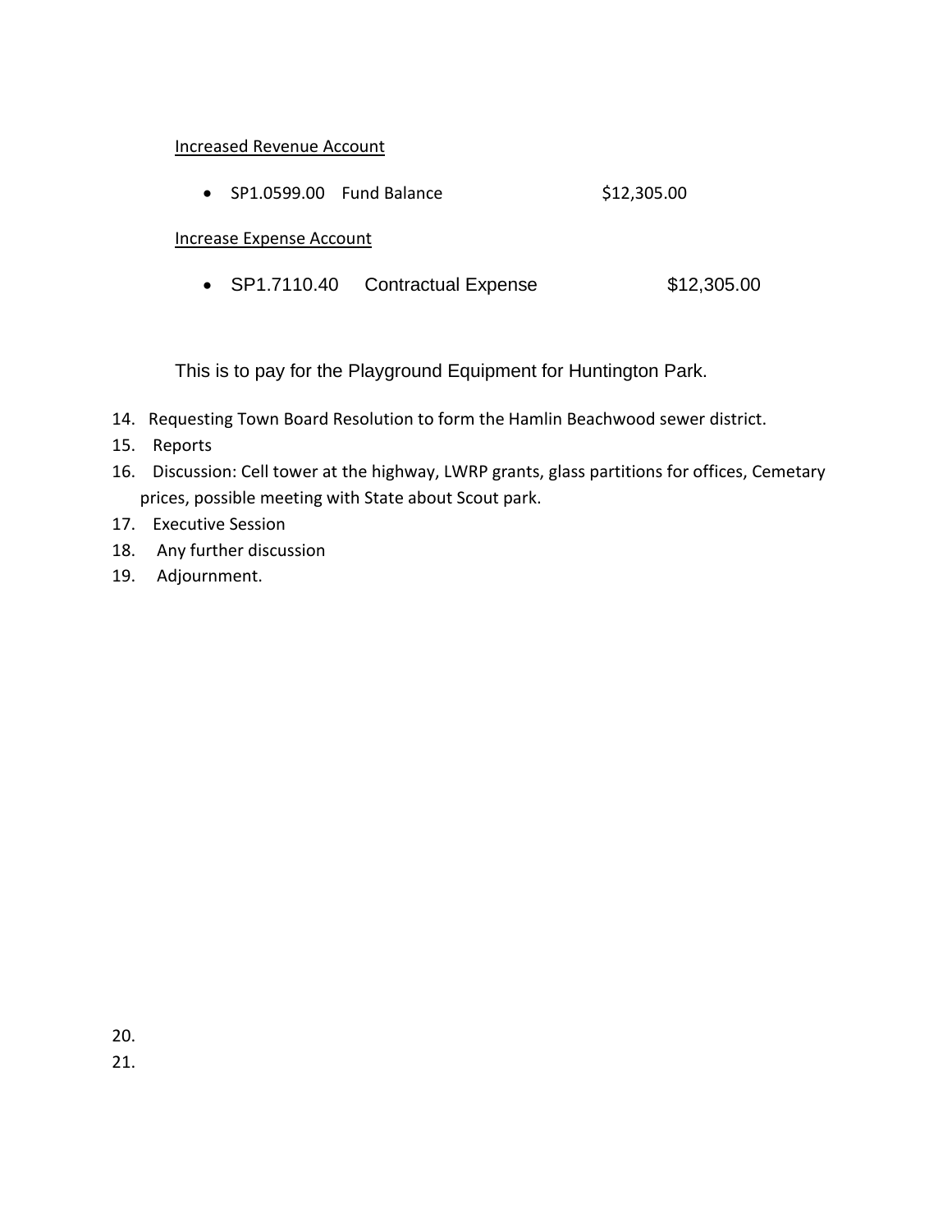<u>Increased Revenue Account</u>

- SP1.0599.00 Fund Balance $12,305.00

<u>Increase Expense Account</u>

- SP1.7110.40 Contractual Expense $12,305.00

This is to pay for the Playground Equipment for Huntington Park.

14. Requesting Town Board Resolution to form the Hamlin Beachwood sewer district.
15. Reports
16. Discussion: Cell tower at the highway, LWRP grants, glass partitions for offices, Cemetary prices, possible meeting with State about Scout park.
17. Executive Session
18. Any further discussion
19. Adjournment.

20.
21.